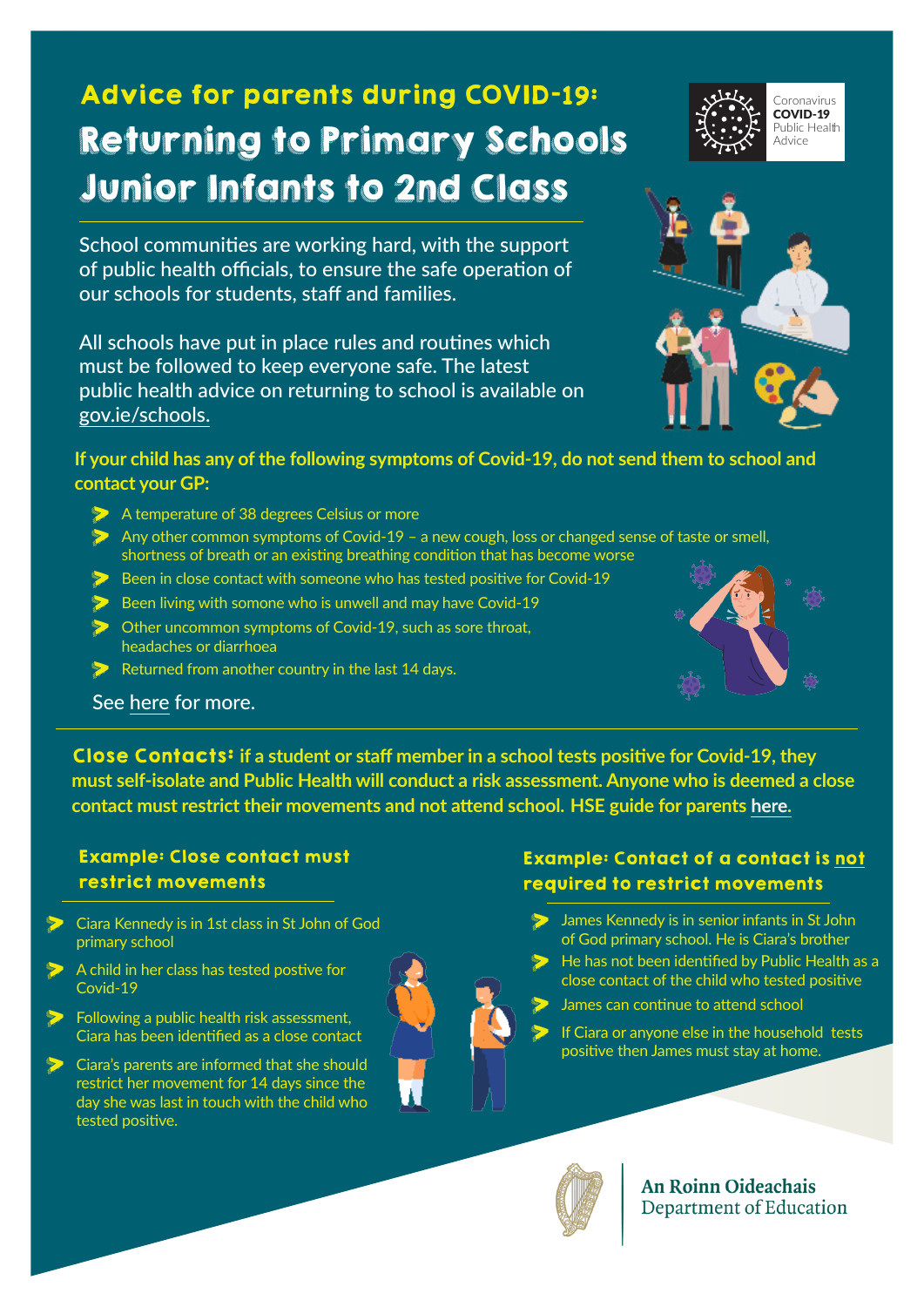# Advice for parents during COVID-19: Returning to Primary Schools Junior Infants to 2nd Class

Coronavirus
**COVID-19**
Public Health
Advice

School communities are working hard, with the support of public health officials, to ensure the safe operation of our schools for students, staff and families.

All schools have put in place rules and routines which must be followed to keep everyone safe. The latest public health advice on returning to school is available on gov.ie/schools.

**If your child has any of the following symptoms of Covid-19, do not send them to school and contact your GP:**

- A temperature of 38 degrees Celsius or more
- Any other common symptoms of Covid-19 – a new cough, loss or changed sense of taste or smell, shortness of breath or an existing breathing condition that has become worse
- Been in close contact with someone who has tested positive for Covid-19
- Been living with somone who is unwell and may have Covid-19
- Other uncommon symptoms of Covid-19, such as sore throat, headaches or diarrhoea
- Returned from another country in the last 14 days.

See here for more.

**Close Contacts: if a student or staff member in a school tests positive for Covid-19, they must self-isolate and Public Health will conduct a risk assessment. Anyone who is deemed a close contact must restrict their movements and not attend school. HSE guide for parents here.**

### Example: Close contact must restrict movements

- Ciara Kennedy is in 1st class in St John of God primary school
- A child in her class has tested postive for Covid-19
- Following a public health risk assessment, Ciara has been identified as a close contact
- Ciara's parents are informed that she should restrict her movement for 14 days since the day she was last in touch with the child who tested positive.

### Example: Contact of a contact is not required to restrict movements

- James Kennedy is in senior infants in St John of God primary school. He is Ciara's brother
- He has not been identified by Public Health as a close contact of the child who tested positive
- James can continue to attend school
- If Ciara or anyone else in the household tests positive then James must stay at home.

An Roinn Oideachais
Department of Education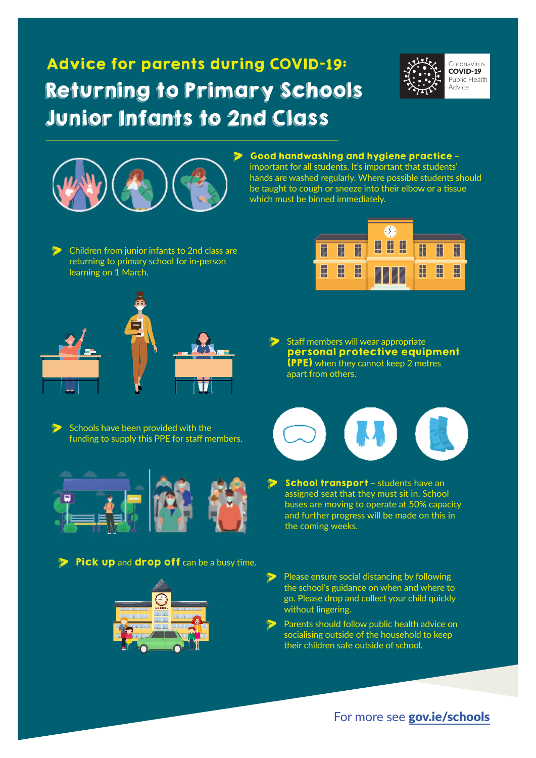# Advice for parents during COVID-19: Returning to Primary Schools Junior Infants to 2nd Class

Coronavirus **COVID-19** Public Health Advice

- **Good handwashing and hygiene practice** – important for all students. It's important that students' hands are washed regularly. Where possible students should be taught to cough or sneeze into their elbow or a tissue which must be binned immediately.

- Children from junior infants to 2nd class are returning to primary school for in-person learning on 1 March.

- Staff members will wear appropriate **personal protective equipment (PPE)** when they cannot keep 2 metres apart from others.

- Schools have been provided with the funding to supply this PPE for staff members.

- **School transport** – students have an assigned seat that they must sit in. School buses are moving to operate at 50% capacity and further progress will be made on this in the coming weeks.

- **Pick up** and **drop off** can be a busy time.

- Please ensure social distancing by following the school's guidance on when and where to go. Please drop and collect your child quickly without lingering.

- Parents should follow public health advice on socialising outside of the household to keep their children safe outside of school.

For more see **gov.ie/schools**